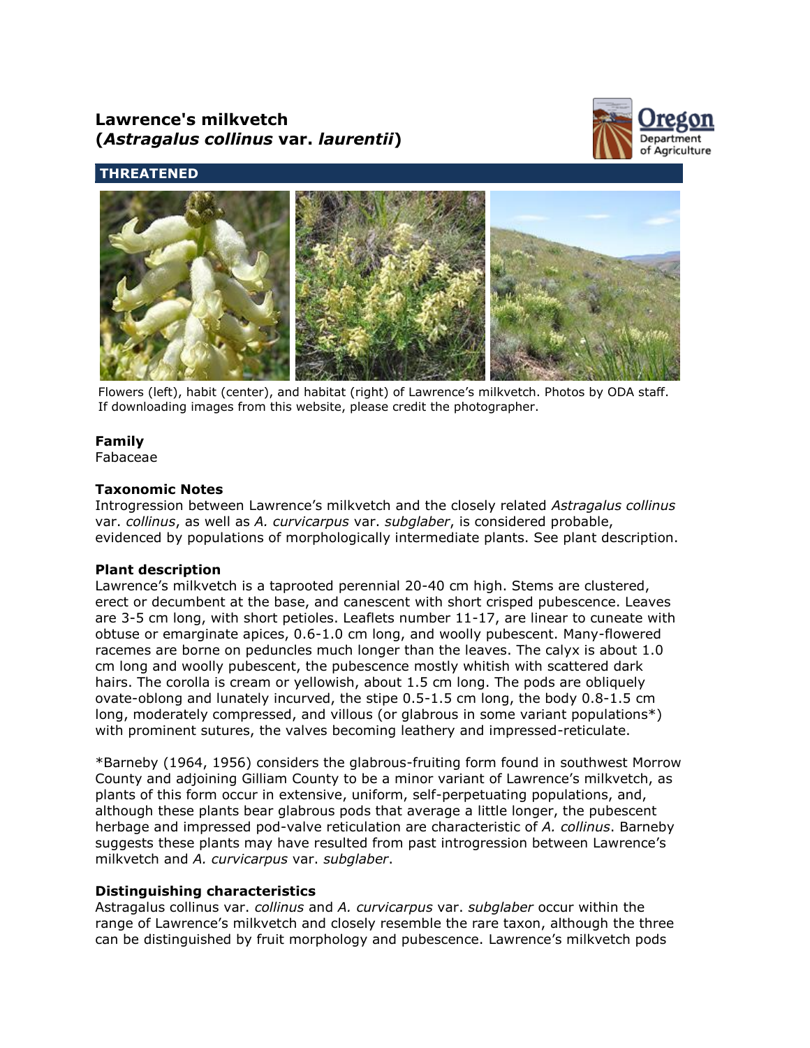# Lawrence's milkvetch (*Astragalus collinus* var. *laurentii*)

**THREATENED**

Flowers (left), habit (center), and habitat (right) of Lawrence's milkvetch. Photos by ODA staff. If downloading images from this website, please credit the photographer.

### Family

Fabaceae

### Taxonomic Notes

Introgression between Lawrence's milkvetch and the closely related *Astragalus collinus* var. *collinus*, as well as *A. curvicarpus* var. *subglaber*, is considered probable, evidenced by populations of morphologically intermediate plants. See plant description.

### Plant description

Lawrence's milkvetch is a taprooted perennial 20-40 cm high. Stems are clustered, erect or decumbent at the base, and canescent with short crisped pubescence. Leaves are 3-5 cm long, with short petioles. Leaflets number 11-17, are linear to cuneate with obtuse or emarginate apices, 0.6-1.0 cm long, and woolly pubescent. Many-flowered racemes are borne on peduncles much longer than the leaves. The calyx is about 1.0 cm long and woolly pubescent, the pubescence mostly whitish with scattered dark hairs. The corolla is cream or yellowish, about 1.5 cm long. The pods are obliquely ovate-oblong and lunately incurved, the stipe 0.5-1.5 cm long, the body 0.8-1.5 cm long, moderately compressed, and villous (or glabrous in some variant populations*) with prominent sutures, the valves becoming leathery and impressed-reticulate.

*Barneby (1964, 1956) considers the glabrous-fruiting form found in southwest Morrow County and adjoining Gilliam County to be a minor variant of Lawrence's milkvetch, as plants of this form occur in extensive, uniform, self-perpetuating populations, and, although these plants bear glabrous pods that average a little longer, the pubescent herbage and impressed pod-valve reticulation are characteristic of *A. collinus*. Barneby suggests these plants may have resulted from past introgression between Lawrence's milkvetch and *A. curvicarpus* var. *subglaber*.

### Distinguishing characteristics

Astragalus collinus var. *collinus* and *A. curvicarpus* var. *subglaber* occur within the range of Lawrence's milkvetch and closely resemble the rare taxon, although the three can be distinguished by fruit morphology and pubescence. Lawrence's milkvetch pods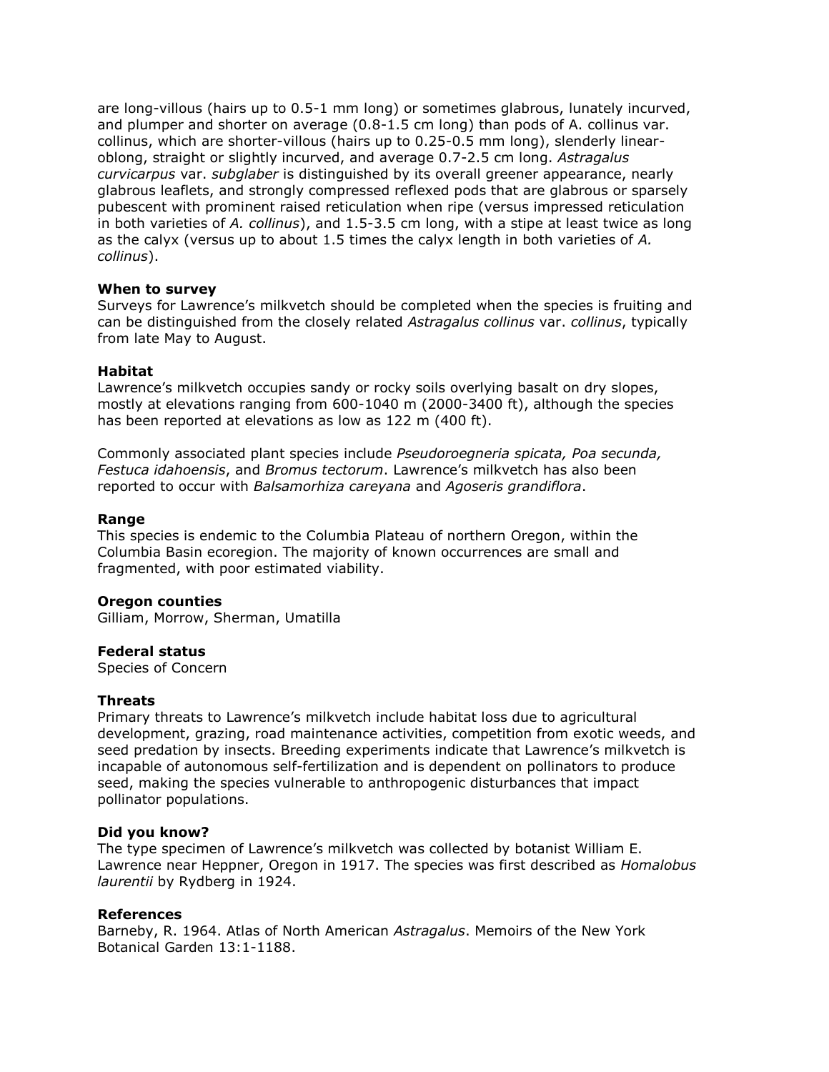are long-villous (hairs up to 0.5-1 mm long) or sometimes glabrous, lunately incurved, and plumper and shorter on average (0.8-1.5 cm long) than pods of A. collinus var. collinus, which are shorter-villous (hairs up to 0.25-0.5 mm long), slenderly linear-oblong, straight or slightly incurved, and average 0.7-2.5 cm long. *Astragalus curvicarpus* var. *subglaber* is distinguished by its overall greener appearance, nearly glabrous leaflets, and strongly compressed reflexed pods that are glabrous or sparsely pubescent with prominent raised reticulation when ripe (versus impressed reticulation in both varieties of *A. collinus*), and 1.5-3.5 cm long, with a stipe at least twice as long as the calyx (versus up to about 1.5 times the calyx length in both varieties of *A. collinus*).

**When to survey**

Surveys for Lawrence's milkvetch should be completed when the species is fruiting and can be distinguished from the closely related *Astragalus collinus* var. *collinus*, typically from late May to August.

**Habitat**

Lawrence's milkvetch occupies sandy or rocky soils overlying basalt on dry slopes, mostly at elevations ranging from 600-1040 m (2000-3400 ft), although the species has been reported at elevations as low as 122 m (400 ft).

Commonly associated plant species include *Pseudoroegneria spicata, Poa secunda, Festuca idahoensis*, and *Bromus tectorum*. Lawrence's milkvetch has also been reported to occur with *Balsamorhiza careyana* and *Agoseris grandiflora*.

**Range**

This species is endemic to the Columbia Plateau of northern Oregon, within the Columbia Basin ecoregion. The majority of known occurrences are small and fragmented, with poor estimated viability.

**Oregon counties**

Gilliam, Morrow, Sherman, Umatilla

**Federal status**

Species of Concern

**Threats**

Primary threats to Lawrence's milkvetch include habitat loss due to agricultural development, grazing, road maintenance activities, competition from exotic weeds, and seed predation by insects. Breeding experiments indicate that Lawrence's milkvetch is incapable of autonomous self-fertilization and is dependent on pollinators to produce seed, making the species vulnerable to anthropogenic disturbances that impact pollinator populations.

**Did you know?**

The type specimen of Lawrence's milkvetch was collected by botanist William E. Lawrence near Heppner, Oregon in 1917. The species was first described as *Homalobus laurentii* by Rydberg in 1924.

**References**

Barneby, R. 1964. Atlas of North American *Astragalus*. Memoirs of the New York Botanical Garden 13:1-1188.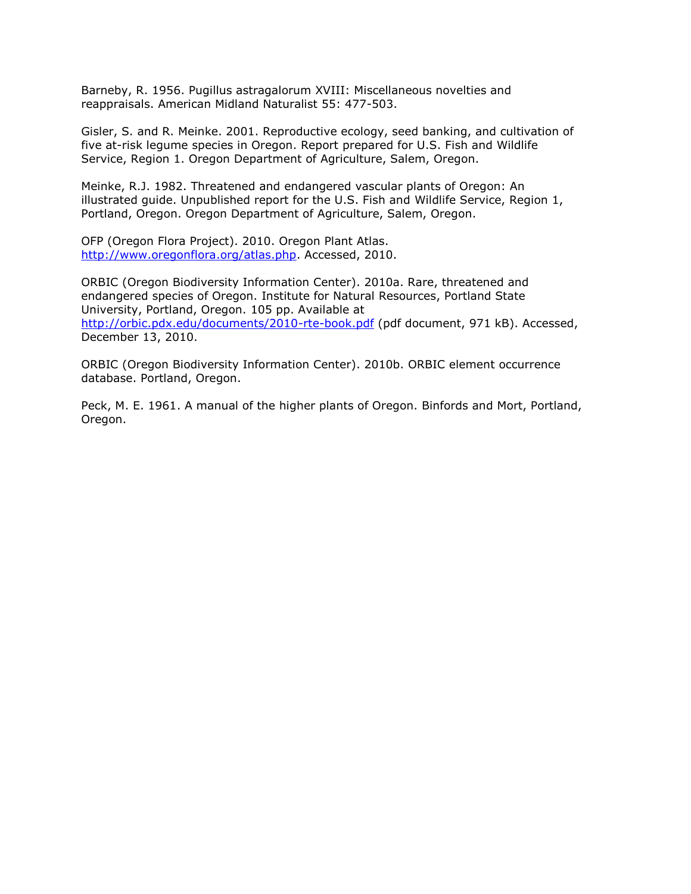Barneby, R. 1956. Pugillus astragalorum XVIII: Miscellaneous novelties and reappraisals. American Midland Naturalist 55: 477-503.

Gisler, S. and R. Meinke. 2001. Reproductive ecology, seed banking, and cultivation of five at-risk legume species in Oregon. Report prepared for U.S. Fish and Wildlife Service, Region 1. Oregon Department of Agriculture, Salem, Oregon.

Meinke, R.J. 1982. Threatened and endangered vascular plants of Oregon: An illustrated guide. Unpublished report for the U.S. Fish and Wildlife Service, Region 1, Portland, Oregon. Oregon Department of Agriculture, Salem, Oregon.

OFP (Oregon Flora Project). 2010. Oregon Plant Atlas. [http://www.oregonflora.org/atlas.php](http://www.oregonflora.org/atlas.php). Accessed, 2010.

ORBIC (Oregon Biodiversity Information Center). 2010a. Rare, threatened and endangered species of Oregon. Institute for Natural Resources, Portland State University, Portland, Oregon. 105 pp. Available at [http://orbic.pdx.edu/documents/2010-rte-book.pdf](http://orbic.pdx.edu/documents/2010-rte-book.pdf) (pdf document, 971 kB). Accessed, December 13, 2010.

ORBIC (Oregon Biodiversity Information Center). 2010b. ORBIC element occurrence database. Portland, Oregon.

Peck, M. E. 1961. A manual of the higher plants of Oregon. Binfords and Mort, Portland, Oregon.